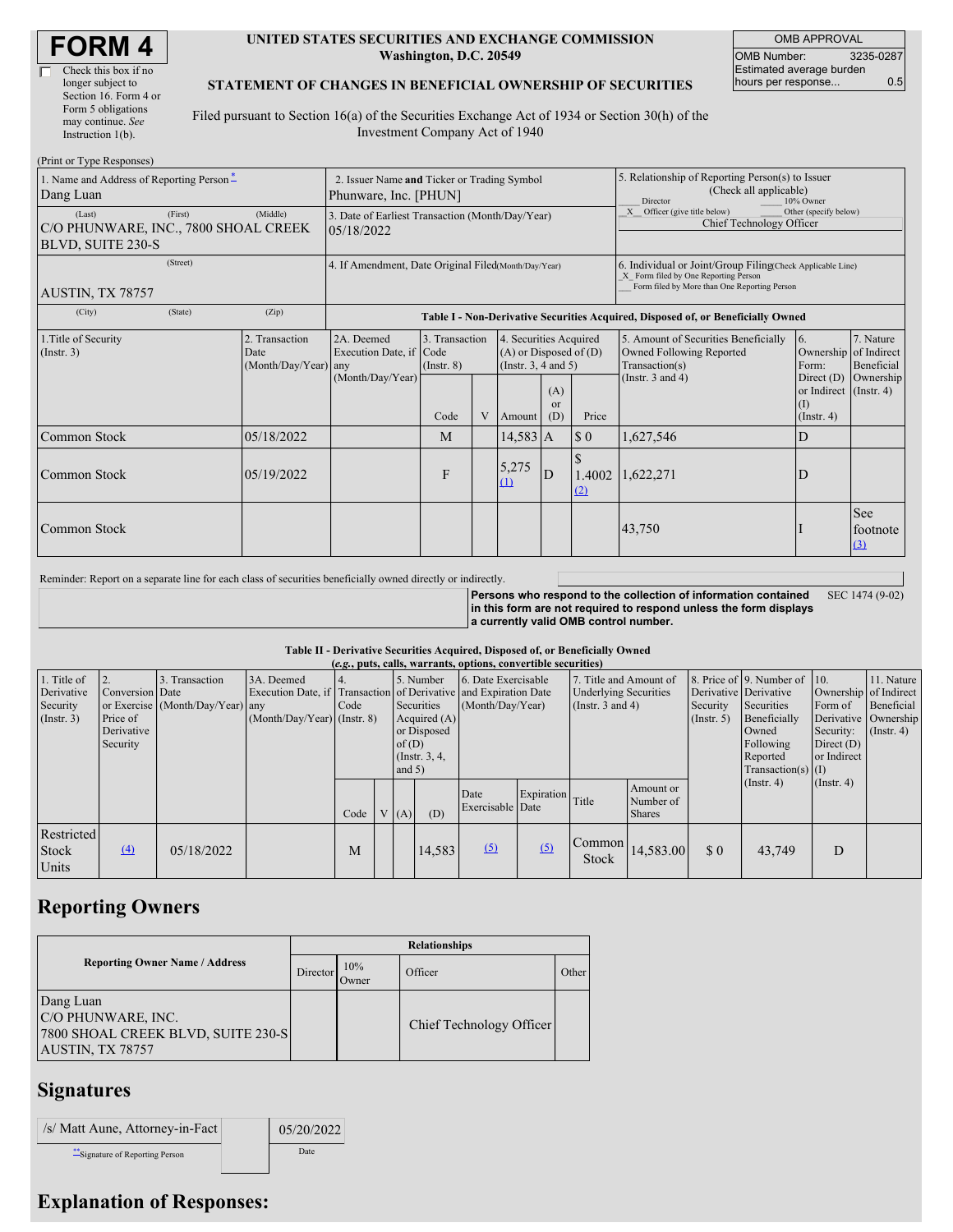# FORM 4

☐ Check this box if no longer subject to Section 16. Form 4 or Form 5 obligations may continue. *See* Instruction 1(b).

**UNITED STATES SECURITIES AND EXCHANGE COMMISSION**
**Washington, D.C. 20549**

**STATEMENT OF CHANGES IN BENEFICIAL OWNERSHIP OF SECURITIES**

Filed pursuant to Section 16(a) of the Securities Exchange Act of 1934 or Section 30(h) of the Investment Company Act of 1940

| OMB APPROVAL | |
|---|---|
| OMB Number: | 3235-0287 |
| Estimated average burden hours per response... | 0.5 |

(Print or Type Responses)

1. Name and Address of Reporting Person*
Dang Luan
(Last) (First) (Middle)
C/O PHUNWARE, INC., 7800 SHOAL CREEK BLVD, SUITE 230-S
(Street)
AUSTIN, TX 78757
(City) (State) (Zip)

2. Issuer Name **and** Ticker or Trading Symbol
Phunware, Inc. [PHUN]

3. Date of Earliest Transaction (Month/Day/Year)
05/18/2022

4. If Amendment, Date Original Filed (Month/Day/Year)

5. Relationship of Reporting Person(s) to Issuer (Check all applicable)
___ Director ___ 10% Owner
_X_ Officer (give title below) ___ Other (specify below)
Chief Technology Officer

6. Individual or Joint/Group Filing (Check Applicable Line)
_X_ Form filed by One Reporting Person
___ Form filed by More than One Reporting Person

**Table I - Non-Derivative Securities Acquired, Disposed of, or Beneficially Owned**

| 1.Title of Security (Instr. 3) | 2. Transaction Date (Month/Day/Year) | 2A. Deemed Execution Date, if any (Month/Day/Year) | 3. Transaction Code (Instr. 8) | | 4. Securities Acquired (A) or Disposed of (D) (Instr. 3, 4 and 5) | | | 5. Amount of Securities Beneficially Owned Following Reported Transaction(s) (Instr. 3 and 4) | 6. Ownership Form: Direct (D) or Indirect (I) (Instr. 4) | 7. Nature of Indirect Beneficial Ownership (Instr. 4) |
|---|---|---|---|---|---|---|---|---|---|---|
| | | | Code | V | Amount | (A) or (D) | Price | | | |
| Common Stock | 05/18/2022 | | M | | 14,583 | A | $ 0 | 1,627,546 | D | |
| Common Stock | 05/19/2022 | | F | | 5,275 (1) | D | $ 1.4002 (2) | 1,622,271 | D | |
| Common Stock | | | | | | | | 43,750 | I | See footnote (3) |

Reminder: Report on a separate line for each class of securities beneficially owned directly or indirectly.

**Persons who respond to the collection of information contained in this form are not required to respond unless the form displays a currently valid OMB control number.** SEC 1474 (9-02)

**Table II - Derivative Securities Acquired, Disposed of, or Beneficially Owned**
**(*e.g.*, puts, calls, warrants, options, convertible securities)**

| 1. Title of Derivative Security (Instr. 3) | 2. Conversion or Exercise Price of Derivative Security | 3. Transaction Date (Month/Day/Year) | 3A. Deemed Execution Date, if any (Month/Day/Year) | 4. Transaction Code (Instr. 8) | | 5. Number of Derivative Securities Acquired (A) or Disposed of (D) (Instr. 3, 4, and 5) | | 6. Date Exercisable and Expiration Date (Month/Day/Year) | | 7. Title and Amount of Underlying Securities (Instr. 3 and 4) | | 8. Price of Derivative Security (Instr. 5) | 9. Number of Derivative Securities Beneficially Owned Following Reported Transaction(s) (Instr. 4) | 10. Ownership Form of Derivative Security: Direct (D) or Indirect (I) (Instr. 4) | 11. Nature of Indirect Beneficial Ownership (Instr. 4) |
|---|---|---|---|---|---|---|---|---|---|---|---|---|---|---|---|
| | | | | Code | V | (A) | (D) | Date Exercisable | Expiration Date | Title | Amount or Number of Shares | | | | |
| Restricted Stock Units | (4) | 05/18/2022 | | M | | | 14,583 | (5) | (5) | Common Stock | 14,583.00 | $ 0 | 43,749 | D | |

## Reporting Owners

| Reporting Owner Name / Address | Relationships | | | |
|---|---|---|---|---|
| | Director | 10% Owner | Officer | Other |
| Dang Luan<br>C/O PHUNWARE, INC.<br>7800 SHOAL CREEK BLVD, SUITE 230-S<br>AUSTIN, TX 78757 | | | Chief Technology Officer | |

## Signatures

| /s/ Matt Aune, Attorney-in-Fact | | 05/20/2022 |
|---|---|---|
| **Signature of Reporting Person | | Date |

## Explanation of Responses: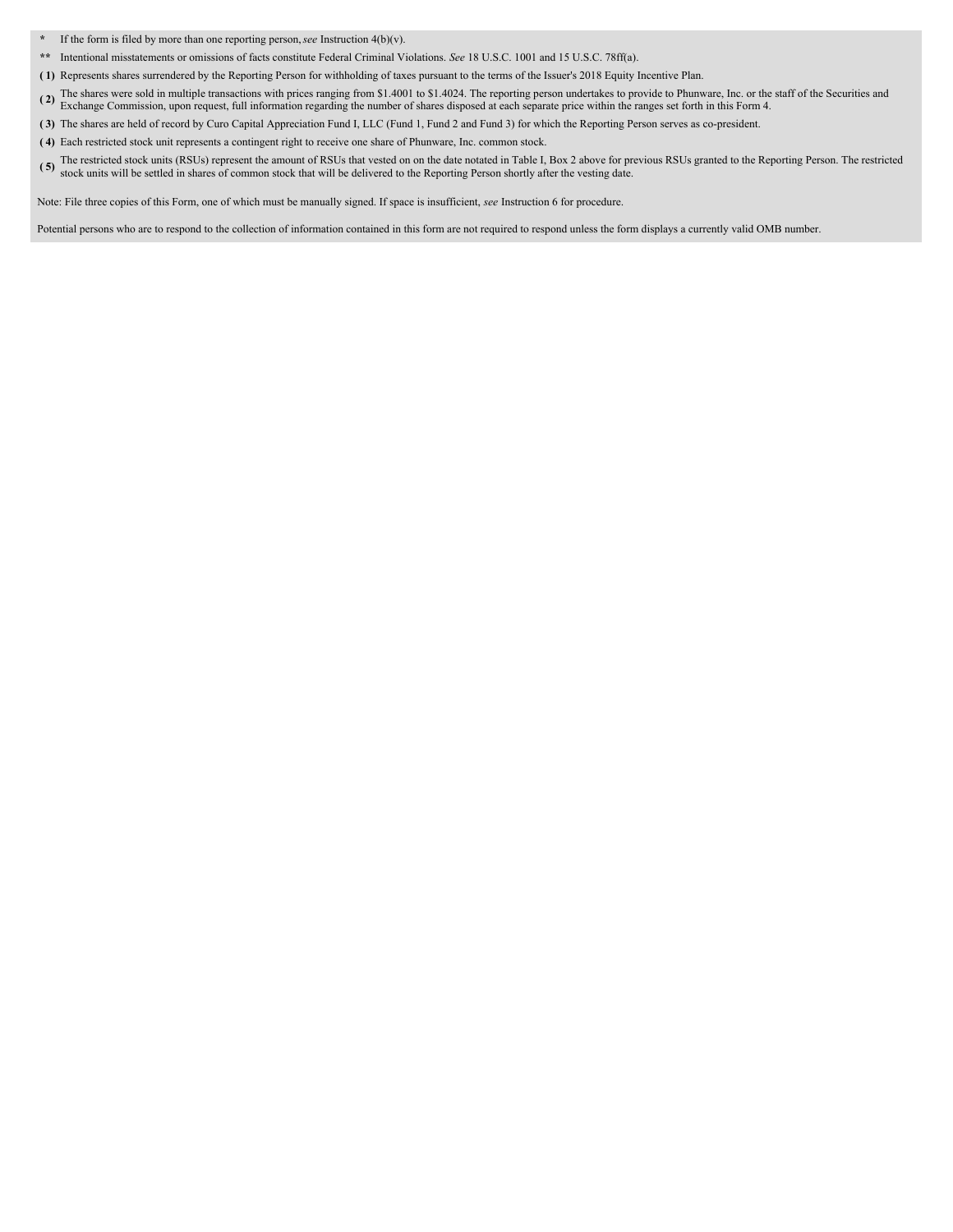\* If the form is filed by more than one reporting person, *see* Instruction 4(b)(v).

\*\* Intentional misstatements or omissions of facts constitute Federal Criminal Violations. *See* 18 U.S.C. 1001 and 15 U.S.C. 78ff(a).

**(1)** Represents shares surrendered by the Reporting Person for withholding of taxes pursuant to the terms of the Issuer's 2018 Equity Incentive Plan.

**(2)** The shares were sold in multiple transactions with prices ranging from $1.4001 to $1.4024. The reporting person undertakes to provide to Phunware, Inc. or the staff of the Securities and Exchange Commission, upon request, full information regarding the number of shares disposed at each separate price within the ranges set forth in this Form 4.

**(3)** The shares are held of record by Curo Capital Appreciation Fund I, LLC (Fund 1, Fund 2 and Fund 3) for which the Reporting Person serves as co-president.

**(4)** Each restricted stock unit represents a contingent right to receive one share of Phunware, Inc. common stock.

**(5)** The restricted stock units (RSUs) represent the amount of RSUs that vested on on the date notated in Table I, Box 2 above for previous RSUs granted to the Reporting Person. The restricted stock units will be settled in shares of common stock that will be delivered to the Reporting Person shortly after the vesting date.

Note: File three copies of this Form, one of which must be manually signed. If space is insufficient, *see* Instruction 6 for procedure.

Potential persons who are to respond to the collection of information contained in this form are not required to respond unless the form displays a currently valid OMB number.